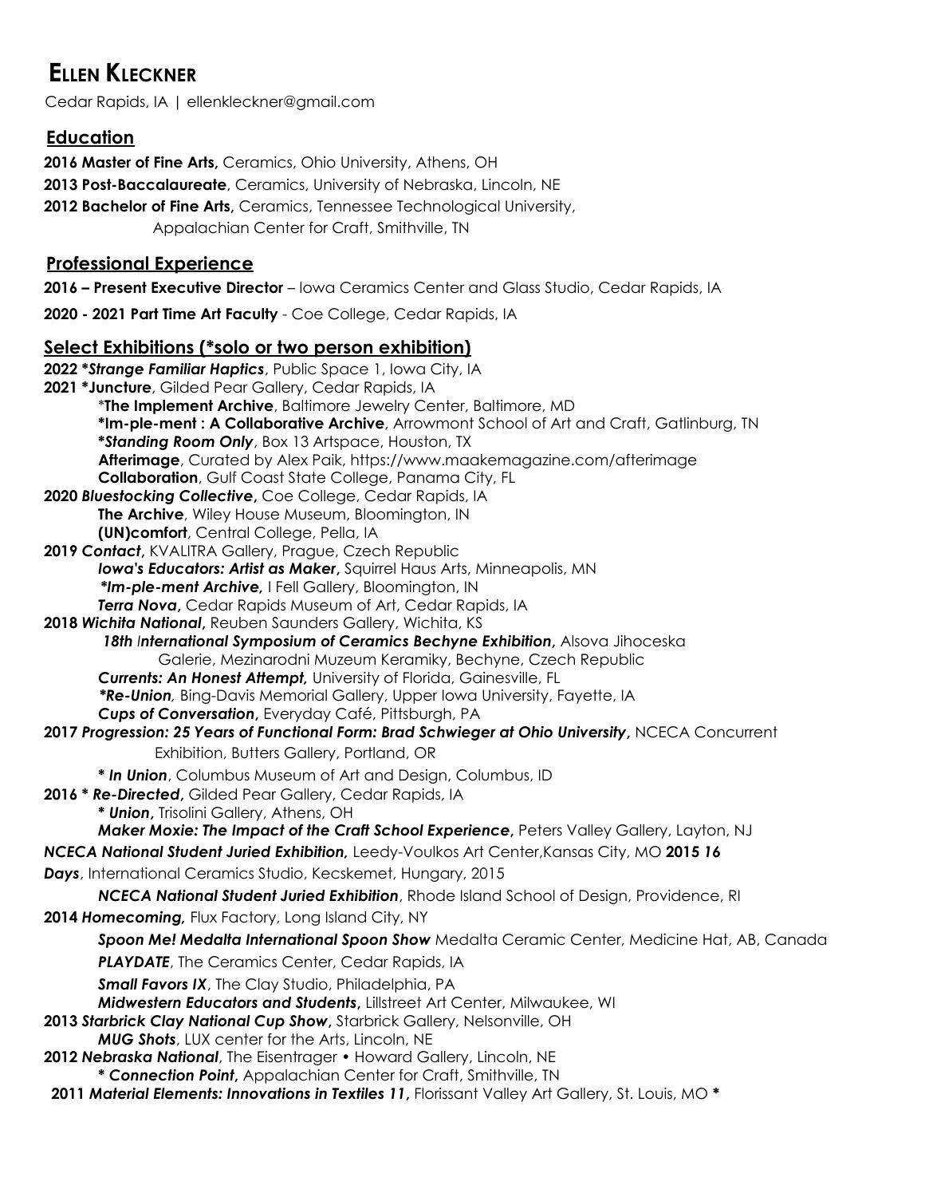# Ellen Kleckner

Cedar Rapids, IA | ellenkleckner@gmail.com

## Education

**2016 Master of Fine Arts,** Ceramics, Ohio University, Athens, OH
**2013 Post-Baccalaureate**, Ceramics, University of Nebraska, Lincoln, NE
**2012 Bachelor of Fine Arts,** Ceramics, Tennessee Technological University, Appalachian Center for Craft, Smithville, TN

## Professional Experience

**2016 – Present Executive Director** – Iowa Ceramics Center and Glass Studio, Cedar Rapids, IA
**2020 - 2021 Part Time Art Faculty** - Coe College, Cedar Rapids, IA

## Select Exhibitions (*solo or two person exhibition)

**2022 *Strange Familiar Haptics***, Public Space 1, Iowa City, IA
**2021 *Juncture**, Gilded Pear Gallery, Cedar Rapids, IA
*The Implement Archive**, Baltimore Jewelry Center, Baltimore, MD
**\*Im-ple-ment : A Collaborative Archive**, Arrowmont School of Art and Craft, Gatlinburg, TN
***Standing Room Only***, Box 13 Artspace, Houston, TX
**Afterimage**, Curated by Alex Paik, https://www.maakemagazine.com/afterimage
**Collaboration**, Gulf Coast State College, Panama City, FL
**2020 *Bluestocking Collective*,** Coe College, Cedar Rapids, IA
**The Archive**, Wiley House Museum, Bloomington, IN
**(UN)comfort**, Central College, Pella, IA
**2019 *Contact*,** KVALITRA Gallery, Prague, Czech Republic
***Iowa's Educators: Artist as Maker*,** Squirrel Haus Arts, Minneapolis, MN
***\*Im-ple-ment Archive*,** I Fell Gallery, Bloomington, IN
***Terra Nova*,** Cedar Rapids Museum of Art, Cedar Rapids, IA
**2018 *Wichita National*,** Reuben Saunders Gallery, Wichita, KS
***18th International Symposium of Ceramics Bechyne Exhibition*,** Alsova Jihoceska Galerie, Mezinarodni Muzeum Keramiky, Bechyne, Czech Republic
***Currents: An Honest Attempt*,** University of Florida, Gainesville, FL
***\*Re-Union*,** Bing-Davis Memorial Gallery, Upper Iowa University, Fayette, IA
***Cups of Conversation*,** Everyday Café, Pittsburgh, PA
**2017 *Progression: 25 Years of Functional Form: Brad Schwieger at Ohio University*,** NCECA Concurrent Exhibition, Butters Gallery, Portland, OR
***\* In Union***, Columbus Museum of Art and Design, Columbus, ID
**2016 *\* Re-Directed*,** Gilded Pear Gallery, Cedar Rapids, IA
***\* Union*,** Trisolini Gallery, Athens, OH
***Maker Moxie: The Impact of the Craft School Experience*,** Peters Valley Gallery, Layton, NJ
***NCECA National Student Juried Exhibition*,** Leedy-Voulkos Art Center,Kansas City, MO **2015 *16 Days***, International Ceramics Studio, Kecskemet, Hungary, 2015
***NCECA National Student Juried Exhibition***, Rhode Island School of Design, Providence, RI
**2014 *Homecoming*,** Flux Factory, Long Island City, NY
***Spoon Me! Medalta International Spoon Show*** Medalta Ceramic Center, Medicine Hat, AB, Canada
***PLAYDATE***, The Ceramics Center, Cedar Rapids, IA
***Small Favors IX***, The Clay Studio, Philadelphia, PA
***Midwestern Educators and Students*,** Lillstreet Art Center, Milwaukee, WI
**2013 *Starbrick Clay National Cup Show*,** Starbrick Gallery, Nelsonville, OH
***MUG Shots***, LUX center for the Arts, Lincoln, NE
**2012 *Nebraska National***, The Eisentrager • Howard Gallery, Lincoln, NE
***\* Connection Point*,** Appalachian Center for Craft, Smithville, TN
**2011 *Material Elements: Innovations in Textiles 11*,** Florissant Valley Art Gallery, St. Louis, MO *****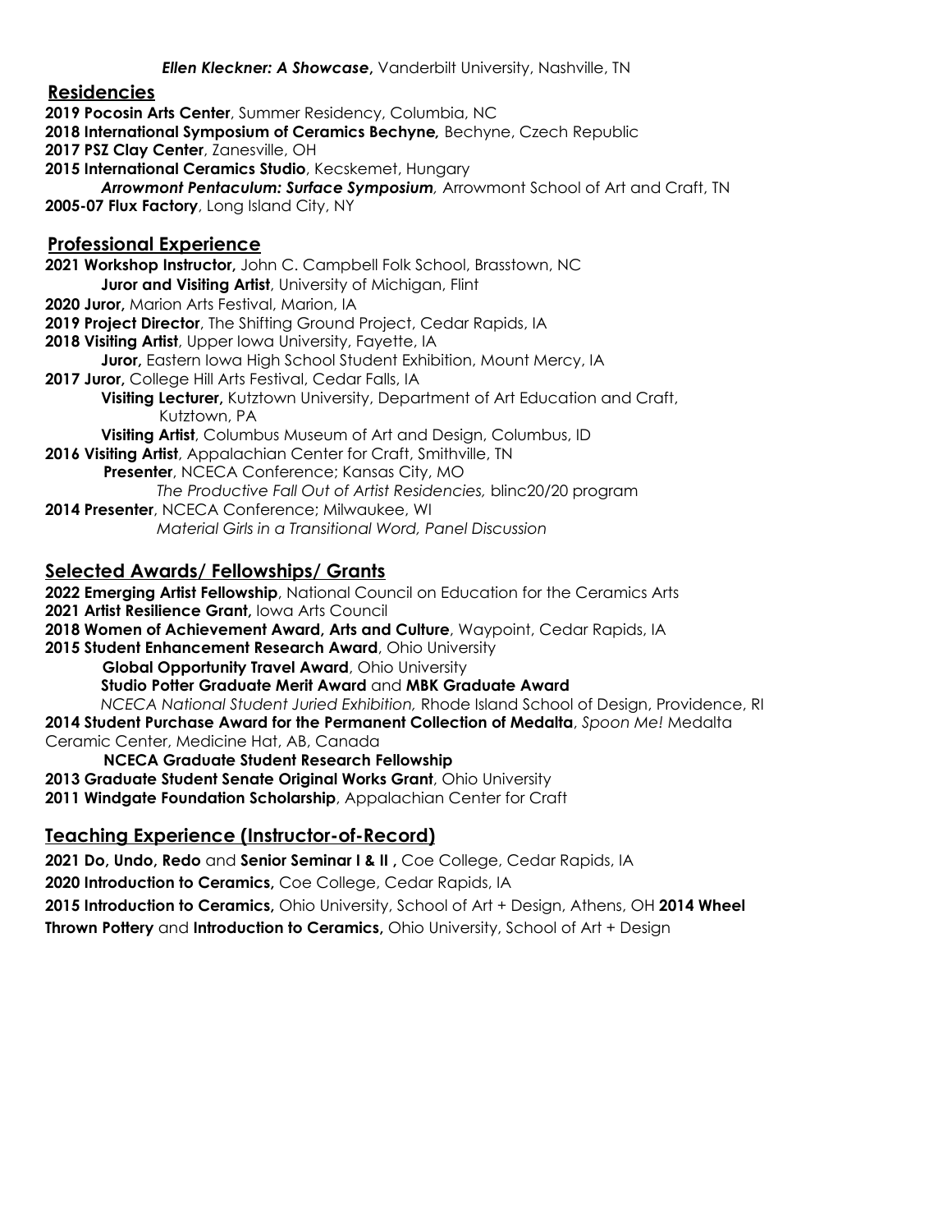***Ellen Kleckner: A Showcase***, Vanderbilt University, Nashville, TN

## Residencies

**2019 Pocosin Arts Center**, Summer Residency, Columbia, NC
**2018 International Symposium of Ceramics Bechyne,** Bechyne, Czech Republic
**2017 PSZ Clay Center**, Zanesville, OH
**2015 International Ceramics Studio**, Kecskemet, Hungary
***Arrowmont Pentaculum: Surface Symposium**,* Arrowmont School of Art and Craft, TN
**2005-07 Flux Factory**, Long Island City, NY

## Professional Experience

**2021 Workshop Instructor,** John C. Campbell Folk School, Brasstown, NC
**Juror and Visiting Artist**, University of Michigan, Flint
**2020 Juror,** Marion Arts Festival, Marion, IA
**2019 Project Director**, The Shifting Ground Project, Cedar Rapids, IA
**2018 Visiting Artist**, Upper Iowa University, Fayette, IA
**Juror,** Eastern Iowa High School Student Exhibition, Mount Mercy, IA
**2017 Juror,** College Hill Arts Festival, Cedar Falls, IA
**Visiting Lecturer,** Kutztown University, Department of Art Education and Craft, Kutztown, PA
**Visiting Artist**, Columbus Museum of Art and Design, Columbus, ID
**2016 Visiting Artist**, Appalachian Center for Craft, Smithville, TN
**Presenter**, NCECA Conference; Kansas City, MO
*The Productive Fall Out of Artist Residencies,* blinc20/20 program
**2014 Presenter**, NCECA Conference; Milwaukee, WI
*Material Girls in a Transitional Word, Panel Discussion*

## Selected Awards/ Fellowships/ Grants

**2022 Emerging Artist Fellowship**, National Council on Education for the Ceramics Arts
**2021 Artist Resilience Grant,** Iowa Arts Council
**2018 Women of Achievement Award, Arts and Culture**, Waypoint, Cedar Rapids, IA
**2015 Student Enhancement Research Award**, Ohio University
**Global Opportunity Travel Award**, Ohio University
**Studio Potter Graduate Merit Award** and **MBK Graduate Award**
*NCECA National Student Juried Exhibition,* Rhode Island School of Design, Providence, RI
**2014 Student Purchase Award for the Permanent Collection of Medalta**, *Spoon Me!* Medalta Ceramic Center, Medicine Hat, AB, Canada
**NCECA Graduate Student Research Fellowship**
**2013 Graduate Student Senate Original Works Grant**, Ohio University
**2011 Windgate Foundation Scholarship**, Appalachian Center for Craft

## Teaching Experience (Instructor-of-Record)

**2021 Do, Undo, Redo** and **Senior Seminar I & II ,** Coe College, Cedar Rapids, IA

**2020 Introduction to Ceramics,** Coe College, Cedar Rapids, IA

**2015 Introduction to Ceramics,** Ohio University, School of Art + Design, Athens, OH **2014 Wheel Thrown Pottery** and **Introduction to Ceramics,** Ohio University, School of Art + Design